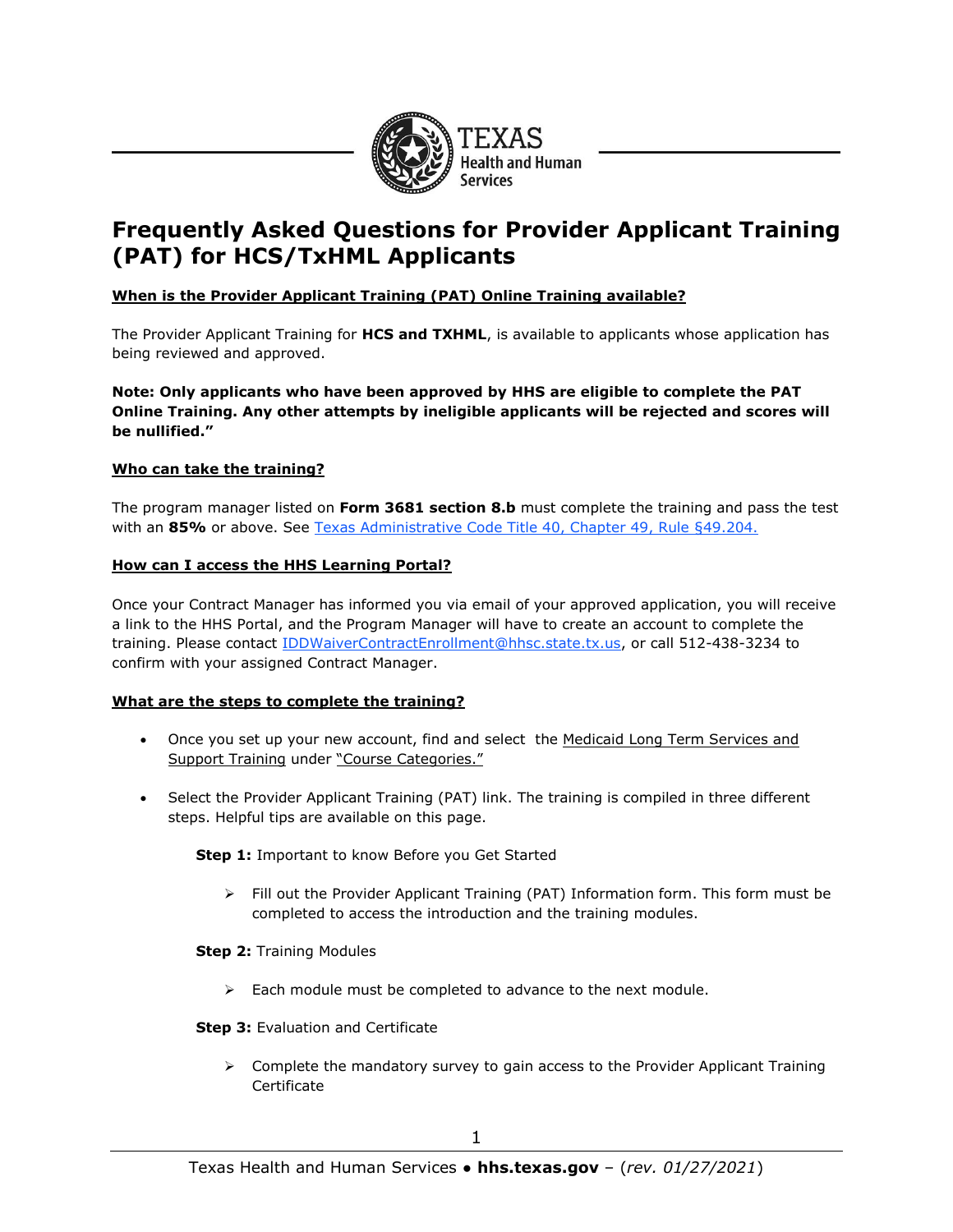# Frequently Asked Questions for Provider Applicant Training (PAT) for HCS/TxHML Applicants

**When is the Provider Applicant Training (PAT) Online Training available?**

The Provider Applicant Training for **HCS and TXHML**, is available to applicants whose application has being reviewed and approved.

**Note: Only applicants who have been approved by HHS are eligible to complete the PAT Online Training. Any other attempts by ineligible applicants will be rejected and scores will be nullified."**

**Who can take the training?**

The program manager listed on **Form 3681 section 8.b** must complete the training and pass the test with an **85%** or above. See Texas Administrative Code Title 40, Chapter 49, Rule §49.204.

**How can I access the HHS Learning Portal?**

Once your Contract Manager has informed you via email of your approved application, you will receive a link to the HHS Portal, and the Program Manager will have to create an account to complete the training. Please contact IDDWaiverContractEnrollment@hhsc.state.tx.us, or call 512-438-3234 to confirm with your assigned Contract Manager.

**What are the steps to complete the training?**

- Once you set up your new account, find and select the Medicaid Long Term Services and Support Training under "Course Categories."
- Select the Provider Applicant Training (PAT) link. The training is compiled in three different steps. Helpful tips are available on this page.

  **Step 1:** Important to know Before you Get Started

  - Fill out the Provider Applicant Training (PAT) Information form. This form must be completed to access the introduction and the training modules.

  **Step 2:** Training Modules

  - Each module must be completed to advance to the next module.

  **Step 3:** Evaluation and Certificate

  - Complete the mandatory survey to gain access to the Provider Applicant Training Certificate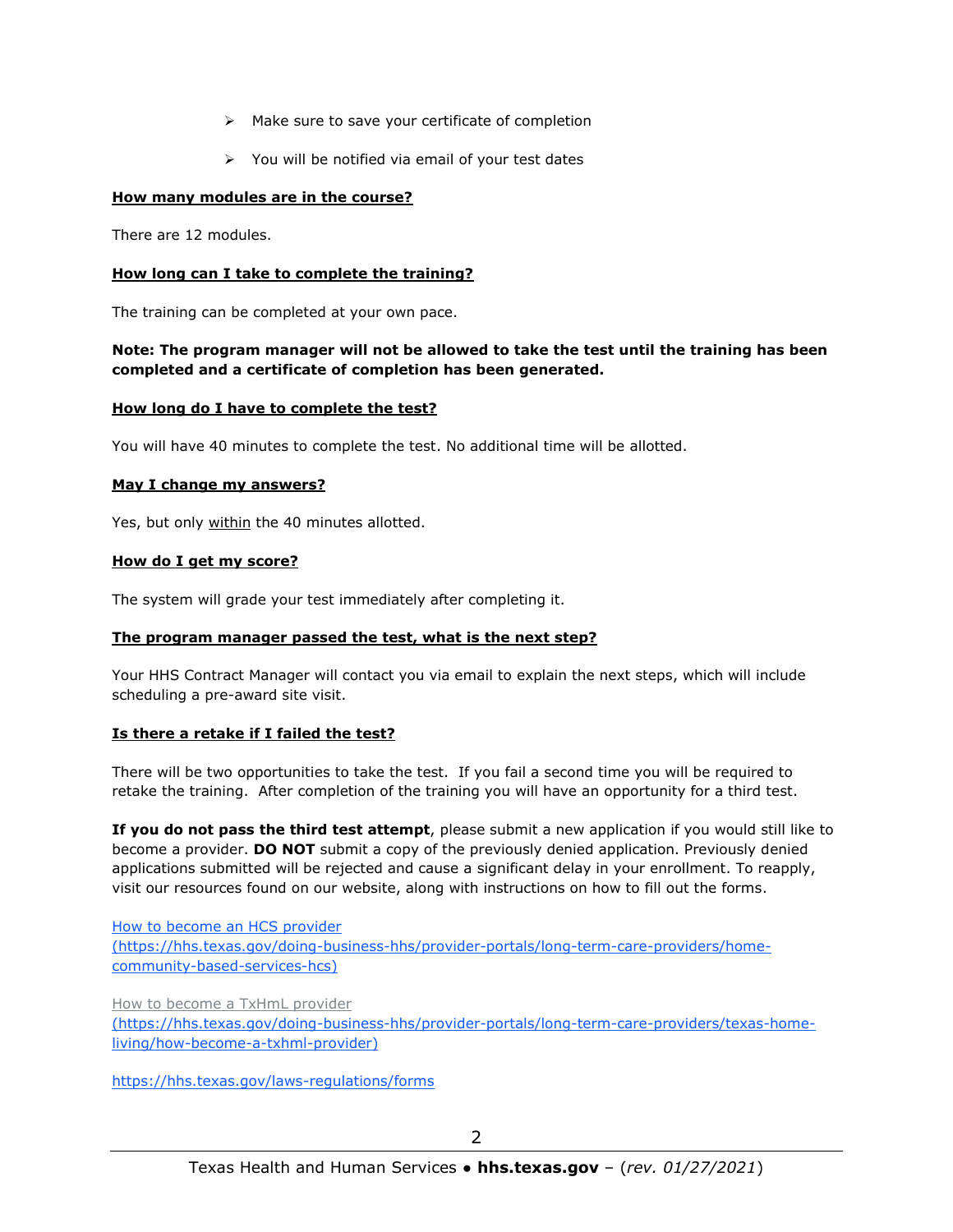- Make sure to save your certificate of completion
- You will be notified via email of your test dates

**<u>How many modules are in the course?</u>**

There are 12 modules.

**<u>How long can I take to complete the training?</u>**

The training can be completed at your own pace.

**Note: The program manager will not be allowed to take the test until the training has been completed and a certificate of completion has been generated.**

**<u>How long do I have to complete the test?</u>**

You will have 40 minutes to complete the test. No additional time will be allotted.

**<u>May I change my answers?</u>**

Yes, but only <u>within</u> the 40 minutes allotted.

**<u>How do I get my score?</u>**

The system will grade your test immediately after completing it.

**<u>The program manager passed the test, what is the next step?</u>**

Your HHS Contract Manager will contact you via email to explain the next steps, which will include scheduling a pre-award site visit.

**<u>Is there a retake if I failed the test?</u>**

There will be two opportunities to take the test. If you fail a second time you will be required to retake the training. After completion of the training you will have an opportunity for a third test.

**If you do not pass the third test attempt**, please submit a new application if you would still like to become a provider. **DO NOT** submit a copy of the previously denied application. Previously denied applications submitted will be rejected and cause a significant delay in your enrollment. To reapply, visit our resources found on our website, along with instructions on how to fill out the forms.

[How to become an HCS provider (https://hhs.texas.gov/doing-business-hhs/provider-portals/long-term-care-providers/home-community-based-services-hcs)](https://hhs.texas.gov/doing-business-hhs/provider-portals/long-term-care-providers/home-community-based-services-hcs)

[How to become a TxHmL provider (https://hhs.texas.gov/doing-business-hhs/provider-portals/long-term-care-providers/texas-home-living/how-become-a-txhml-provider)](https://hhs.texas.gov/doing-business-hhs/provider-portals/long-term-care-providers/texas-home-living/how-become-a-txhml-provider)

https://hhs.texas.gov/laws-regulations/forms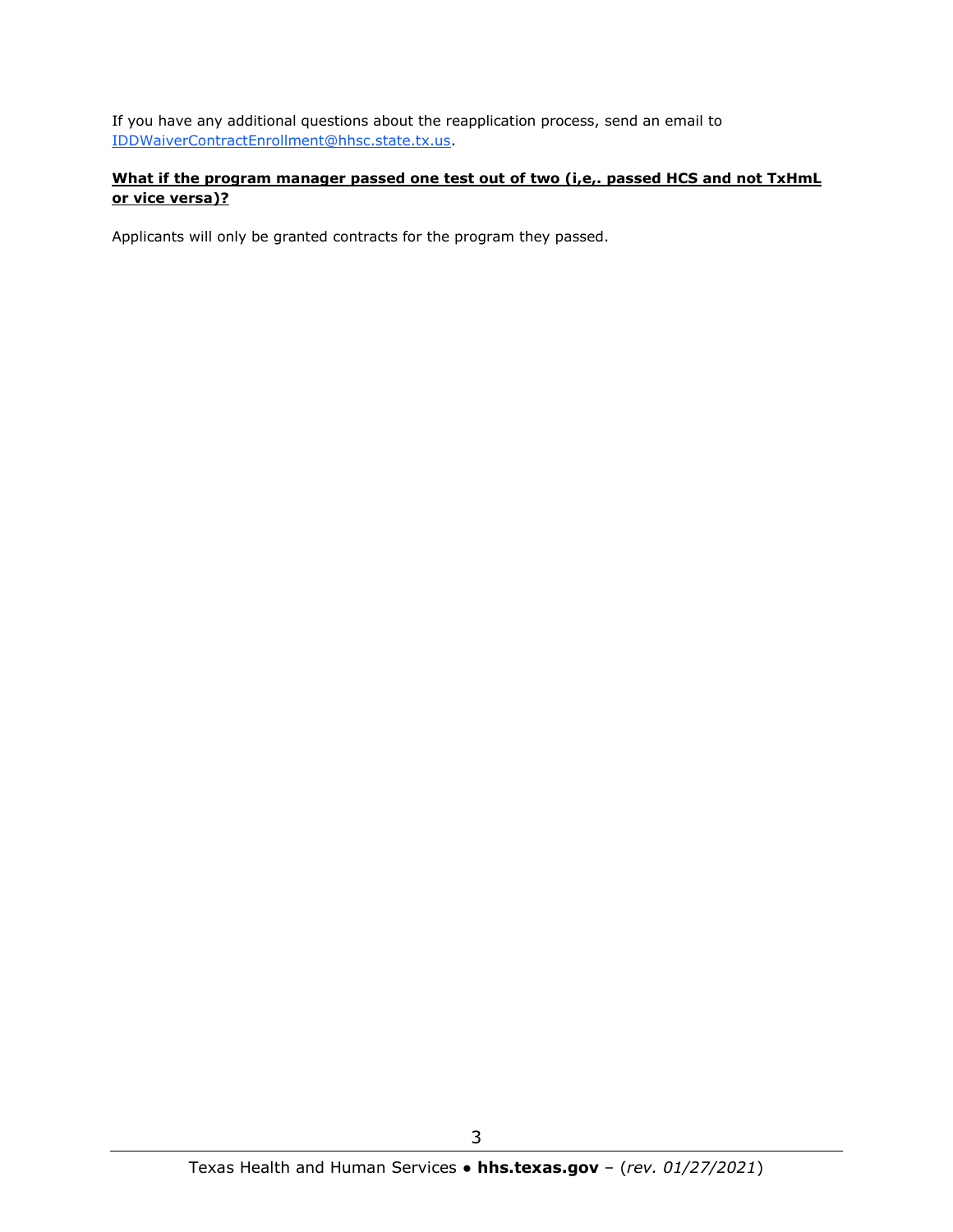If you have any additional questions about the reapplication process, send an email to IDDWaiverContractEnrollment@hhsc.state.tx.us.

**What if the program manager passed one test out of two (i,e,. passed HCS and not TxHmL or vice versa)?**

Applicants will only be granted contracts for the program they passed.